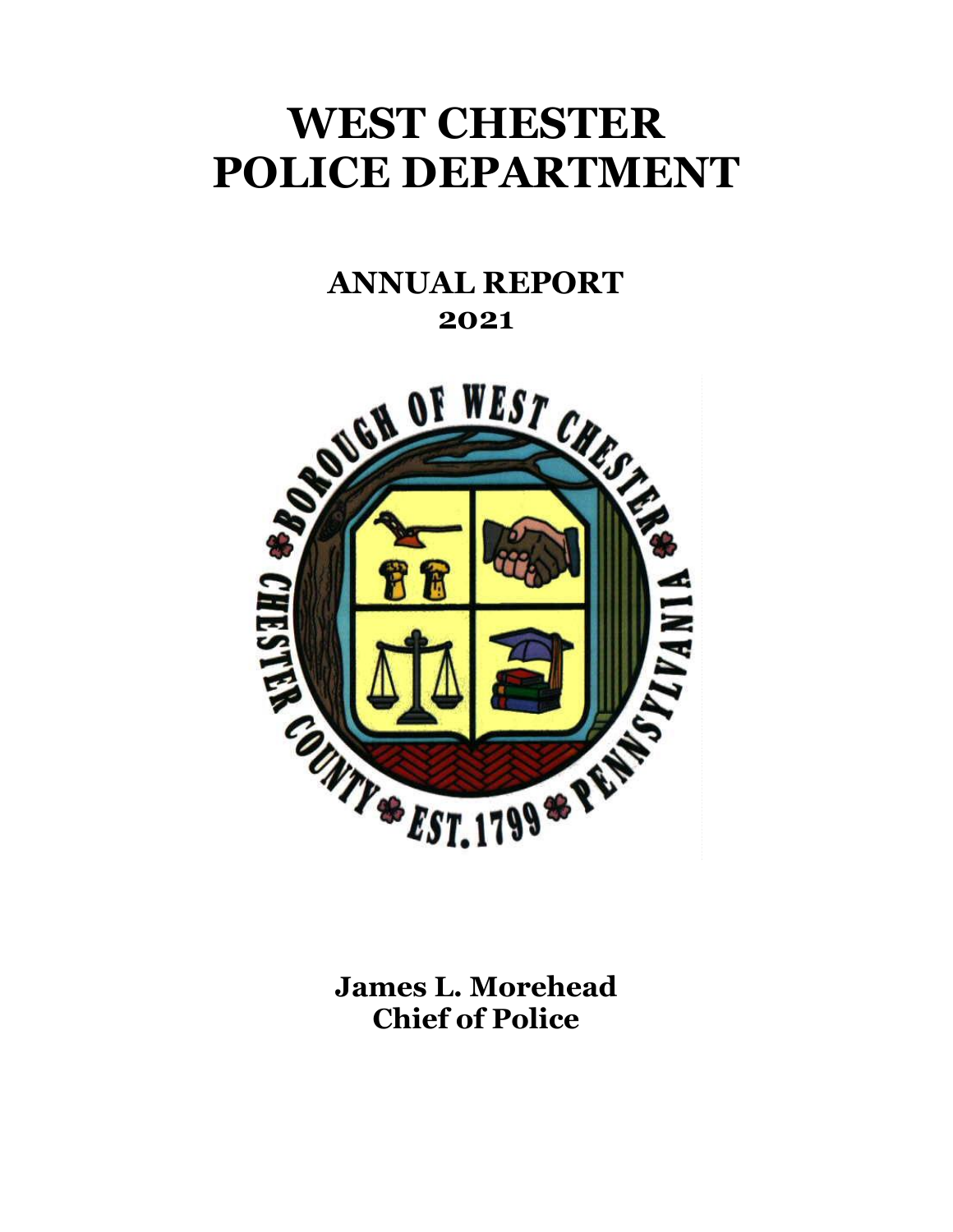# WEST CHESTER POLICE DEPARTMENT

## ANNUAL REPORT 2021

**James L. Morehead**
**Chief of Police**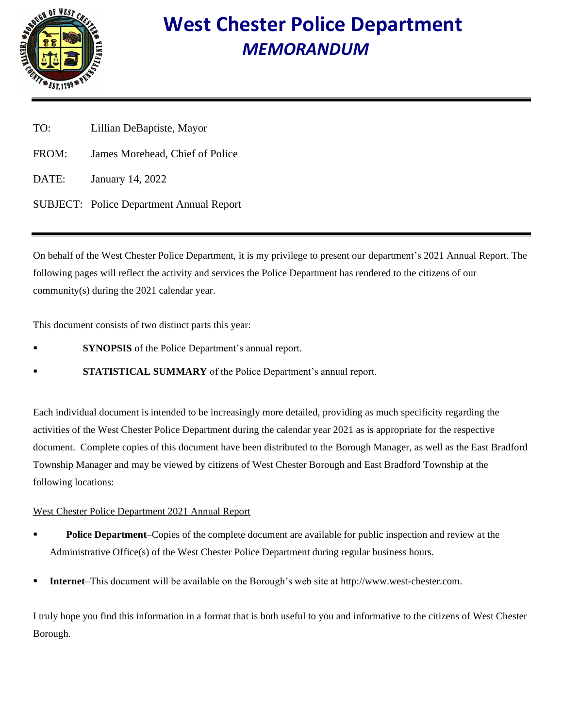# West Chester Police Department

## *MEMORANDUM*

TO: Lillian DeBaptiste, Mayor

FROM: James Morehead, Chief of Police

DATE: January 14, 2022

SUBJECT: Police Department Annual Report

---

On behalf of the West Chester Police Department, it is my privilege to present our department's 2021 Annual Report. The following pages will reflect the activity and services the Police Department has rendered to the citizens of our community(s) during the 2021 calendar year.

This document consists of two distinct parts this year:

- **SYNOPSIS** of the Police Department's annual report.
- **STATISTICAL SUMMARY** of the Police Department's annual report.

Each individual document is intended to be increasingly more detailed, providing as much specificity regarding the activities of the West Chester Police Department during the calendar year 2021 as is appropriate for the respective document. Complete copies of this document have been distributed to the Borough Manager, as well as the East Bradford Township Manager and may be viewed by citizens of West Chester Borough and East Bradford Township at the following locations:

West Chester Police Department 2021 Annual Report

- **Police Department**–Copies of the complete document are available for public inspection and review at the Administrative Office(s) of the West Chester Police Department during regular business hours.
- **Internet**–This document will be available on the Borough's web site at http://www.west-chester.com.

I truly hope you find this information in a format that is both useful to you and informative to the citizens of West Chester Borough.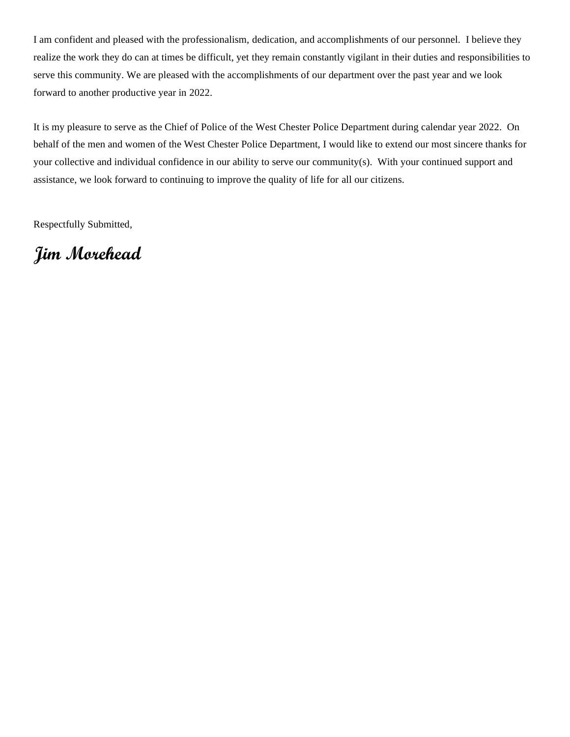I am confident and pleased with the professionalism, dedication, and accomplishments of our personnel. I believe they realize the work they do can at times be difficult, yet they remain constantly vigilant in their duties and responsibilities to serve this community. We are pleased with the accomplishments of our department over the past year and we look forward to another productive year in 2022.

It is my pleasure to serve as the Chief of Police of the West Chester Police Department during calendar year 2022. On behalf of the men and women of the West Chester Police Department, I would like to extend our most sincere thanks for your collective and individual confidence in our ability to serve our community(s). With your continued support and assistance, we look forward to continuing to improve the quality of life for all our citizens.

Respectfully Submitted,

***Jim Morehead***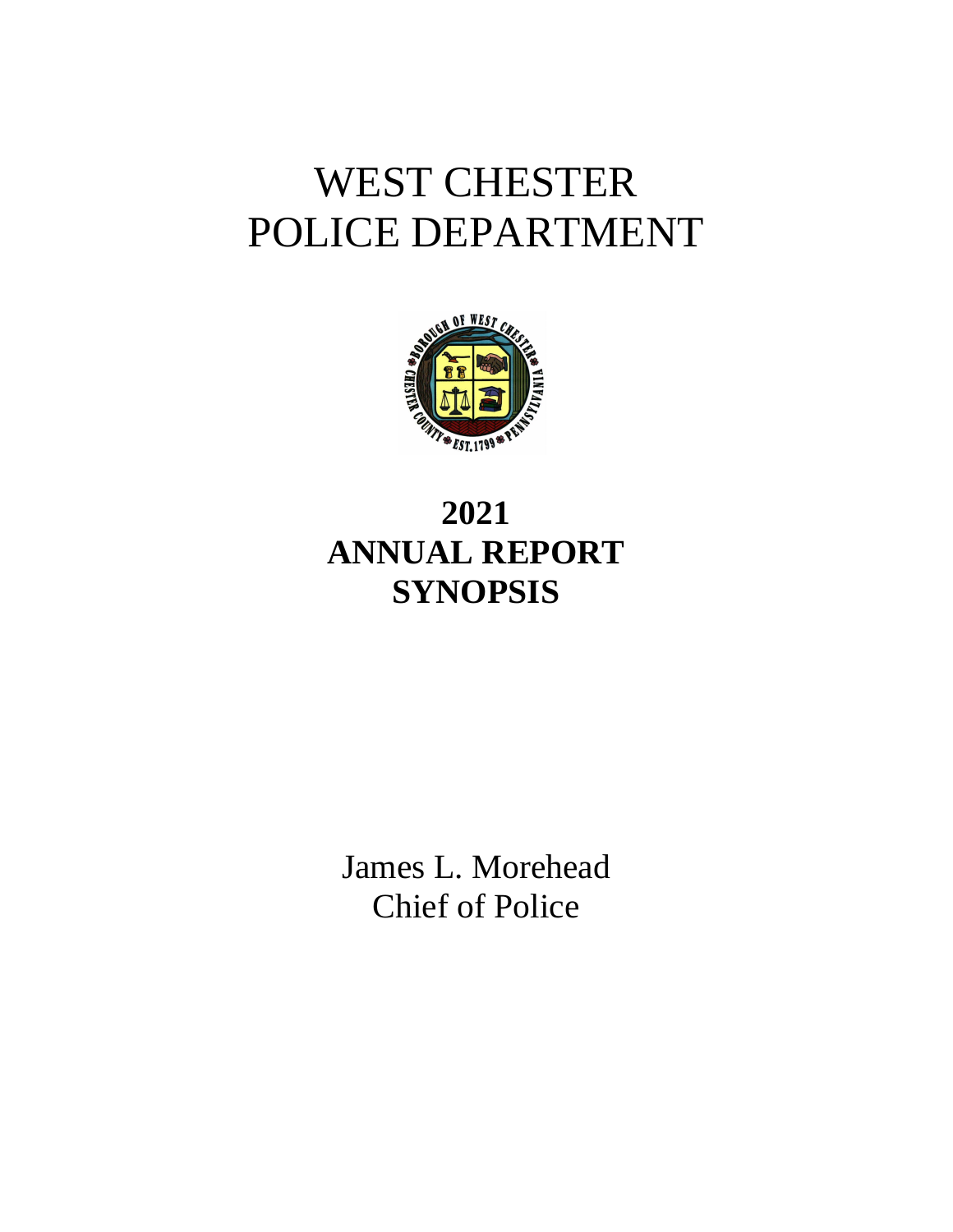# WEST CHESTER POLICE DEPARTMENT

# 2021 ANNUAL REPORT SYNOPSIS

James L. Morehead
Chief of Police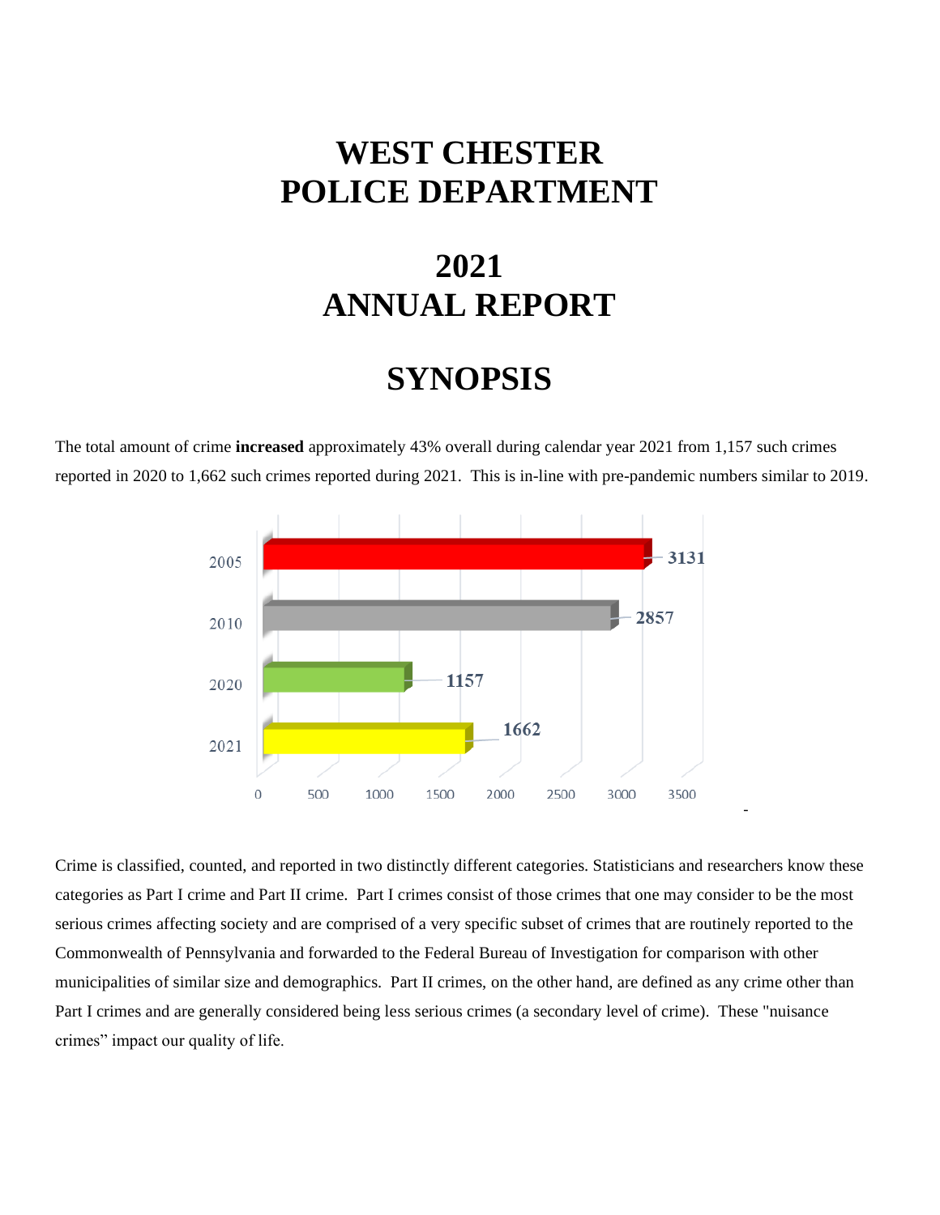# WEST CHESTER POLICE DEPARTMENT

# 2021 ANNUAL REPORT

# SYNOPSIS

The total amount of crime **increased** approximately 43% overall during calendar year 2021 from 1,157 such crimes reported in 2020 to 1,662 such crimes reported during 2021. This is in-line with pre-pandemic numbers similar to 2019.

| Year | Crimes |
|---|---|
| 2005 | 3131 |
| 2010 | 2857 |
| 2020 | 1157 |
| 2021 | 1662 |

Crime is classified, counted, and reported in two distinctly different categories. Statisticians and researchers know these categories as Part I crime and Part II crime. Part I crimes consist of those crimes that one may consider to be the most serious crimes affecting society and are comprised of a very specific subset of crimes that are routinely reported to the Commonwealth of Pennsylvania and forwarded to the Federal Bureau of Investigation for comparison with other municipalities of similar size and demographics. Part II crimes, on the other hand, are defined as any crime other than Part I crimes and are generally considered being less serious crimes (a secondary level of crime). These "nuisance crimes" impact our quality of life.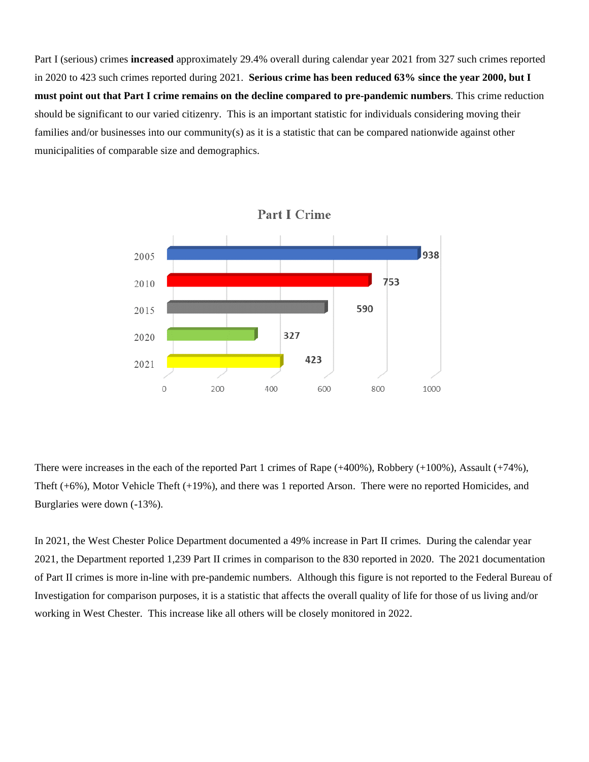Part I (serious) crimes **increased** approximately 29.4% overall during calendar year 2021 from 327 such crimes reported in 2020 to 423 such crimes reported during 2021. **Serious crime has been reduced 63% since the year 2000, but I must point out that Part I crime remains on the decline compared to pre-pandemic numbers**. This crime reduction should be significant to our varied citizenry. This is an important statistic for individuals considering moving their families and/or businesses into our community(s) as it is a statistic that can be compared nationwide against other municipalities of comparable size and demographics.

**Part I Crime**

| Year | Part I Crime |
|---|---|
| 2005 | 938 |
| 2010 | 753 |
| 2015 | 590 |
| 2020 | 327 |
| 2021 | 423 |

There were increases in the each of the reported Part 1 crimes of Rape (+400%), Robbery (+100%), Assault (+74%), Theft (+6%), Motor Vehicle Theft (+19%), and there was 1 reported Arson. There were no reported Homicides, and Burglaries were down (-13%).

In 2021, the West Chester Police Department documented a 49% increase in Part II crimes. During the calendar year 2021, the Department reported 1,239 Part II crimes in comparison to the 830 reported in 2020. The 2021 documentation of Part II crimes is more in-line with pre-pandemic numbers. Although this figure is not reported to the Federal Bureau of Investigation for comparison purposes, it is a statistic that affects the overall quality of life for those of us living and/or working in West Chester. This increase like all others will be closely monitored in 2022.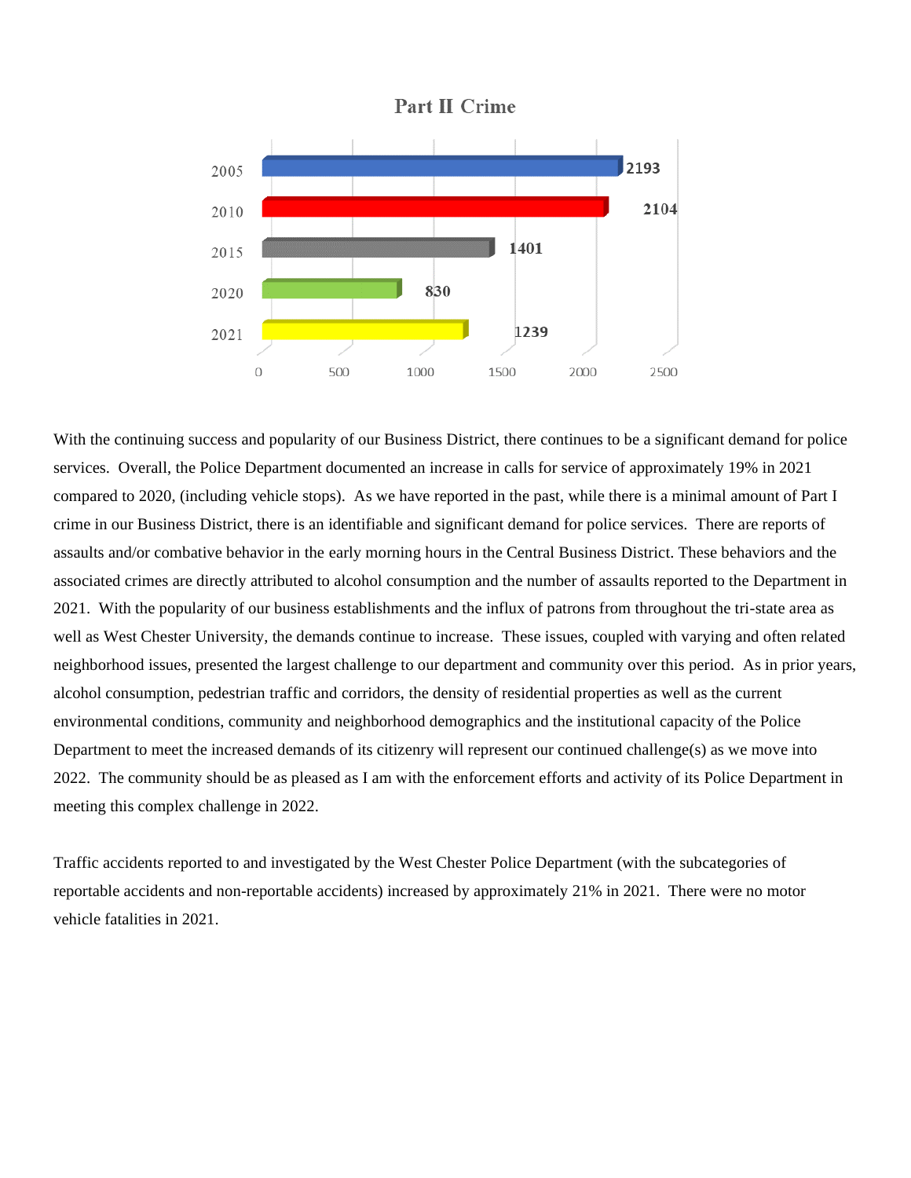## Part II Crime

| Year | Part II Crime |
|---|---|
| 2005 | 2193 |
| 2010 | 2104 |
| 2015 | 1401 |
| 2020 | 830 |
| 2021 | 1239 |

With the continuing success and popularity of our Business District, there continues to be a significant demand for police services. Overall, the Police Department documented an increase in calls for service of approximately 19% in 2021 compared to 2020, (including vehicle stops). As we have reported in the past, while there is a minimal amount of Part I crime in our Business District, there is an identifiable and significant demand for police services. There are reports of assaults and/or combative behavior in the early morning hours in the Central Business District. These behaviors and the associated crimes are directly attributed to alcohol consumption and the number of assaults reported to the Department in 2021. With the popularity of our business establishments and the influx of patrons from throughout the tri-state area as well as West Chester University, the demands continue to increase. These issues, coupled with varying and often related neighborhood issues, presented the largest challenge to our department and community over this period. As in prior years, alcohol consumption, pedestrian traffic and corridors, the density of residential properties as well as the current environmental conditions, community and neighborhood demographics and the institutional capacity of the Police Department to meet the increased demands of its citizenry will represent our continued challenge(s) as we move into 2022. The community should be as pleased as I am with the enforcement efforts and activity of its Police Department in meeting this complex challenge in 2022.

Traffic accidents reported to and investigated by the West Chester Police Department (with the subcategories of reportable accidents and non-reportable accidents) increased by approximately 21% in 2021. There were no motor vehicle fatalities in 2021.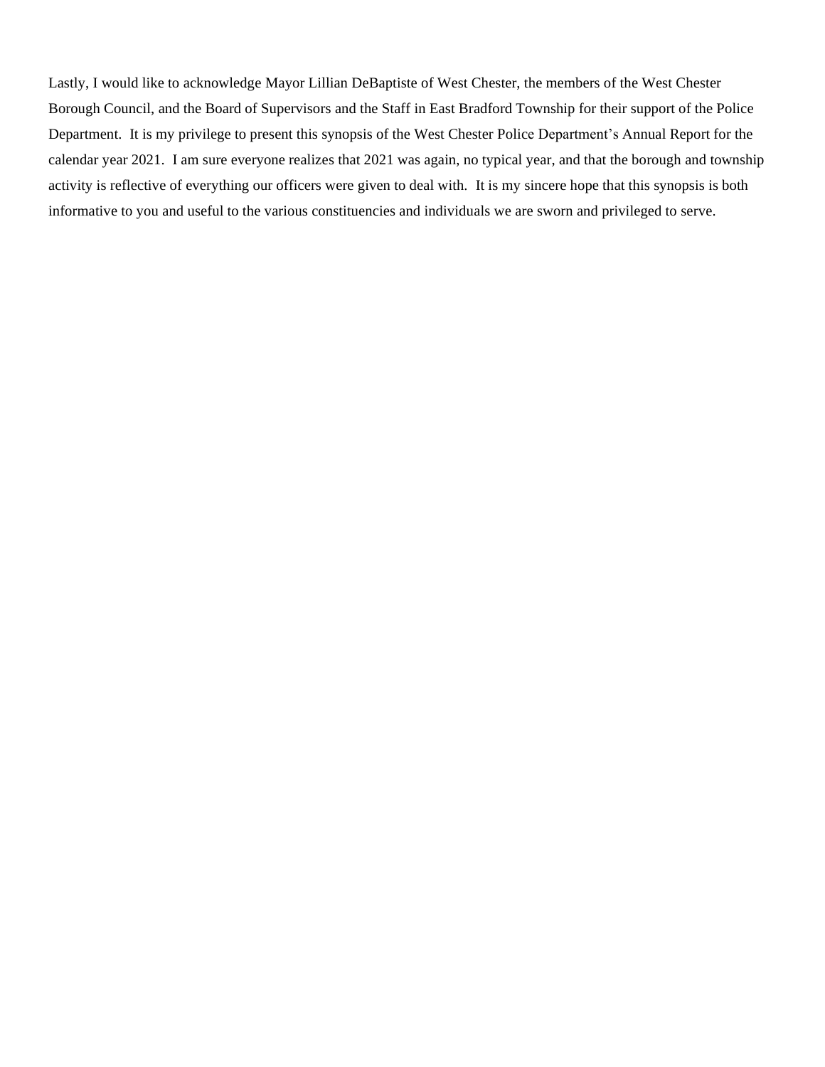Lastly, I would like to acknowledge Mayor Lillian DeBaptiste of West Chester, the members of the West Chester Borough Council, and the Board of Supervisors and the Staff in East Bradford Township for their support of the Police Department. It is my privilege to present this synopsis of the West Chester Police Department's Annual Report for the calendar year 2021. I am sure everyone realizes that 2021 was again, no typical year, and that the borough and township activity is reflective of everything our officers were given to deal with. It is my sincere hope that this synopsis is both informative to you and useful to the various constituencies and individuals we are sworn and privileged to serve.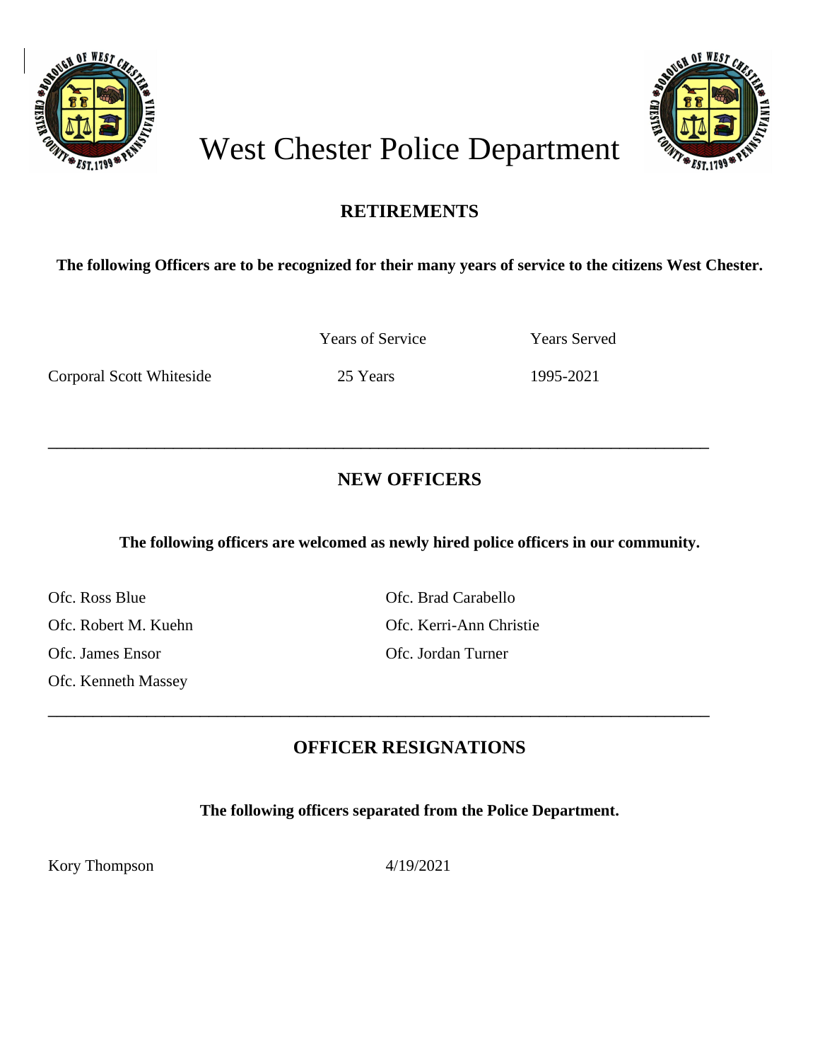# West Chester Police Department

## RETIREMENTS

**The following Officers are to be recognized for their many years of service to the citizens West Chester.**

| | Years of Service | Years Served |
|---|---|---|
| Corporal Scott Whiteside | 25 Years | 1995-2021 |

---

## NEW OFFICERS

**The following officers are welcomed as newly hired police officers in our community.**

Ofc. Ross Blue

Ofc. Robert M. Kuehn

Ofc. James Ensor

Ofc. Kenneth Massey

Ofc. Brad Carabello

Ofc. Kerri-Ann Christie

Ofc. Jordan Turner

---

## OFFICER RESIGNATIONS

**The following officers separated from the Police Department.**

| | |
|---|---|
| Kory Thompson | 4/19/2021 |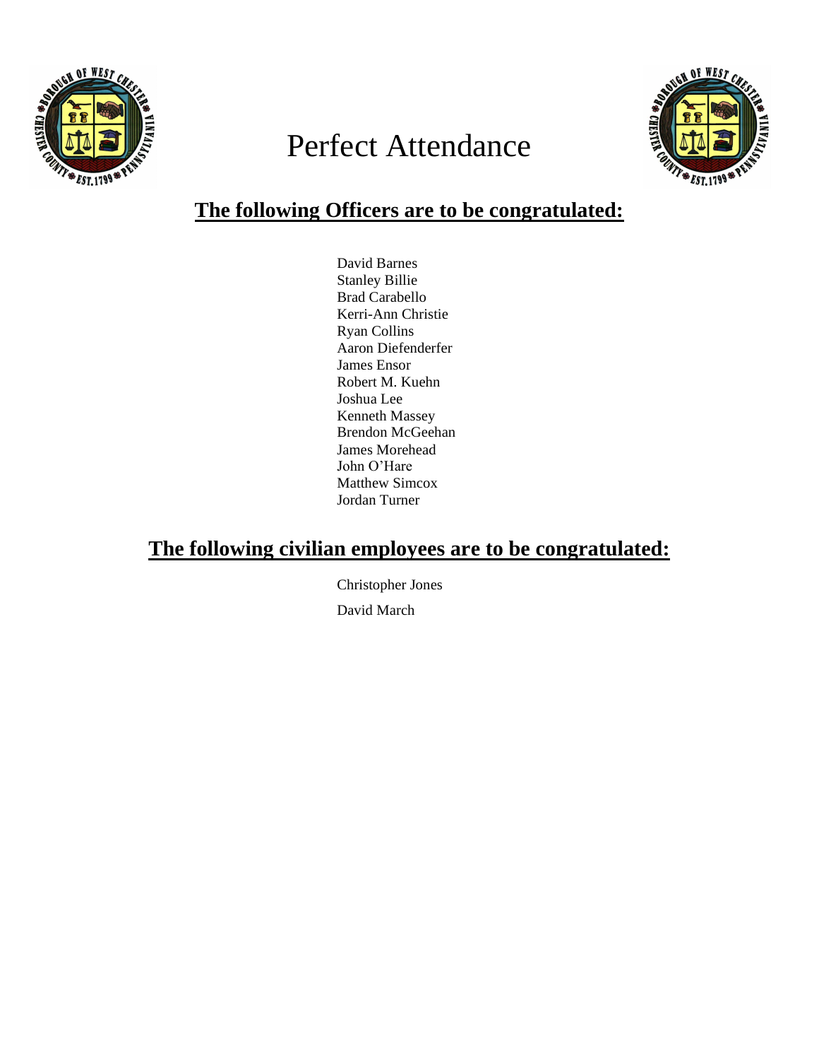# Perfect Attendance

## The following Officers are to be congratulated:

David Barnes
Stanley Billie
Brad Carabello
Kerri-Ann Christie
Ryan Collins
Aaron Diefenderfer
James Ensor
Robert M. Kuehn
Joshua Lee
Kenneth Massey
Brendon McGeehan
James Morehead
John O'Hare
Matthew Simcox
Jordan Turner

## The following civilian employees are to be congratulated:

Christopher Jones

David March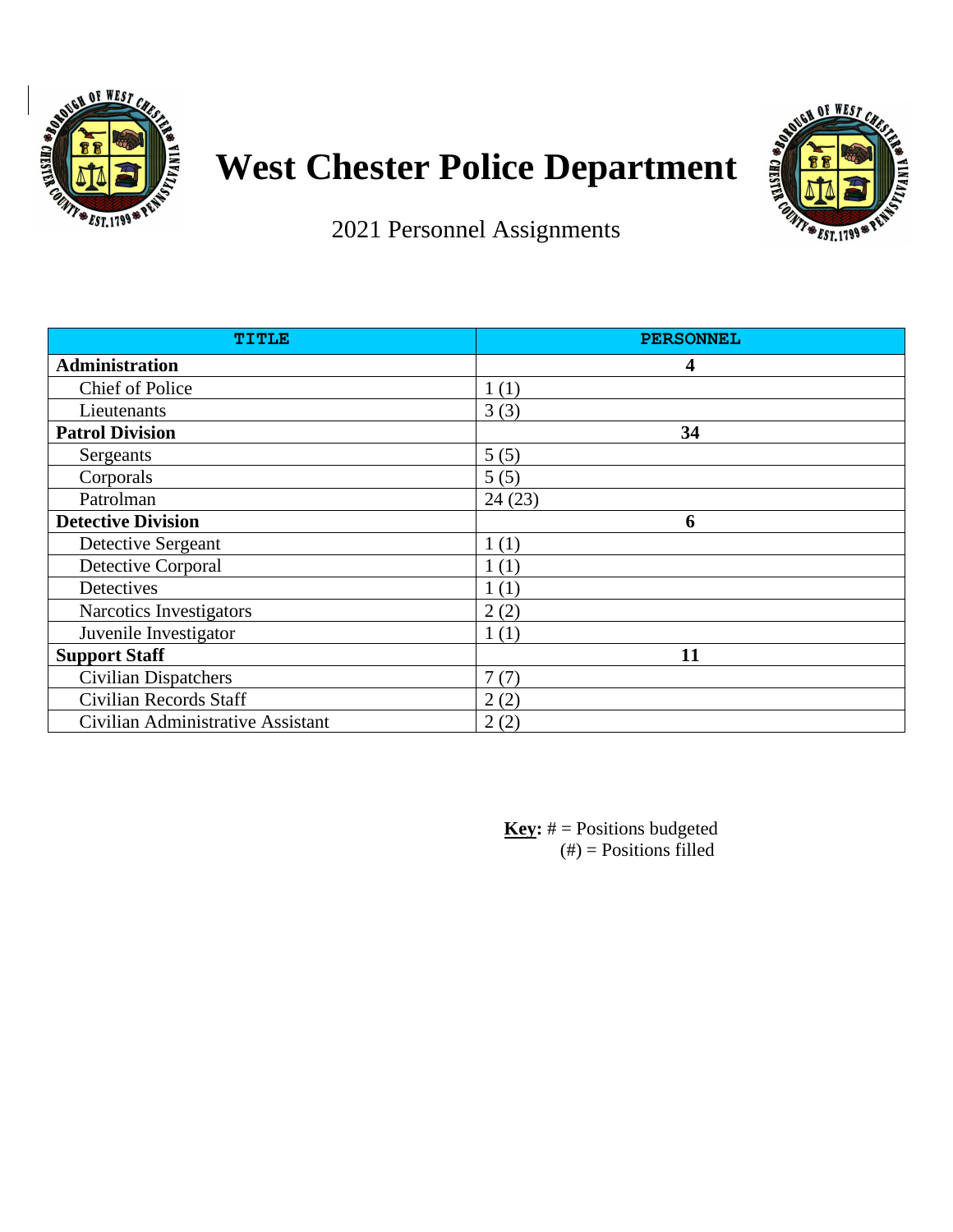# West Chester Police Department

## 2021 Personnel Assignments

| TITLE | PERSONNEL |
|---|---|
| **Administration** | **4** |
| Chief of Police | 1 (1) |
| Lieutenants | 3 (3) |
| **Patrol Division** | **34** |
| Sergeants | 5 (5) |
| Corporals | 5 (5) |
| Patrolman | 24 (23) |
| **Detective Division** | **6** |
| Detective Sergeant | 1 (1) |
| Detective Corporal | 1 (1) |
| Detectives | 1 (1) |
| Narcotics Investigators | 2 (2) |
| Juvenile Investigator | 1 (1) |
| **Support Staff** | **11** |
| Civilian Dispatchers | 7 (7) |
| Civilian Records Staff | 2 (2) |
| Civilian Administrative Assistant | 2 (2) |

**Key:** # = Positions budgeted
(#) = Positions filled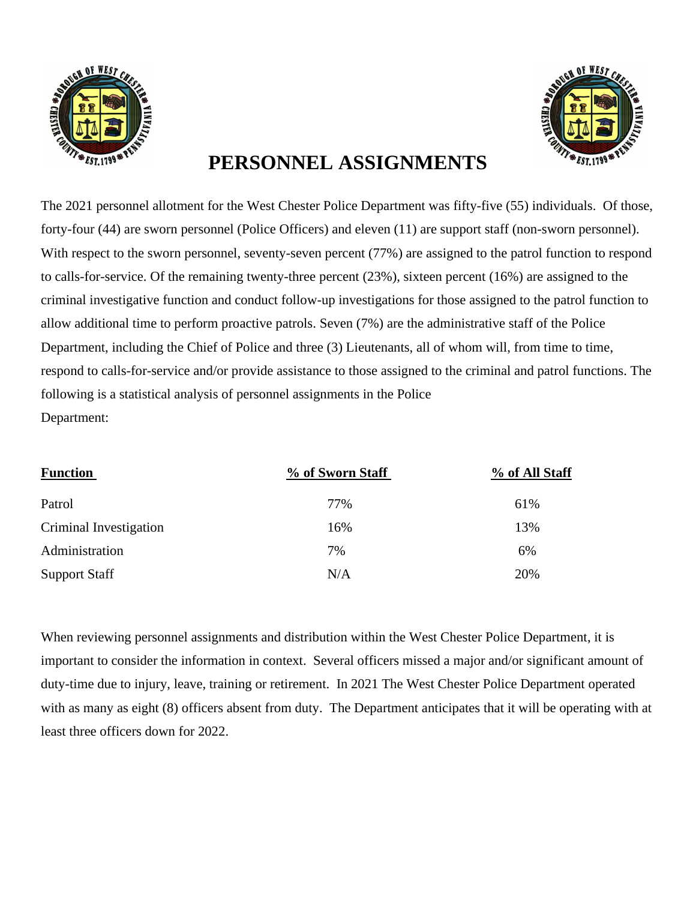# PERSONNEL ASSIGNMENTS

The 2021 personnel allotment for the West Chester Police Department was fifty-five (55) individuals. Of those, forty-four (44) are sworn personnel (Police Officers) and eleven (11) are support staff (non-sworn personnel). With respect to the sworn personnel, seventy-seven percent (77%) are assigned to the patrol function to respond to calls-for-service. Of the remaining twenty-three percent (23%), sixteen percent (16%) are assigned to the criminal investigative function and conduct follow-up investigations for those assigned to the patrol function to allow additional time to perform proactive patrols. Seven (7%) are the administrative staff of the Police Department, including the Chief of Police and three (3) Lieutenants, all of whom will, from time to time, respond to calls-for-service and/or provide assistance to those assigned to the criminal and patrol functions. The following is a statistical analysis of personnel assignments in the Police Department:

| Function | % of Sworn Staff | % of All Staff |
|---|---|---|
| Patrol | 77% | 61% |
| Criminal Investigation | 16% | 13% |
| Administration | 7% | 6% |
| Support Staff | N/A | 20% |

When reviewing personnel assignments and distribution within the West Chester Police Department, it is important to consider the information in context. Several officers missed a major and/or significant amount of duty-time due to injury, leave, training or retirement. In 2021 The West Chester Police Department operated with as many as eight (8) officers absent from duty. The Department anticipates that it will be operating with at least three officers down for 2022.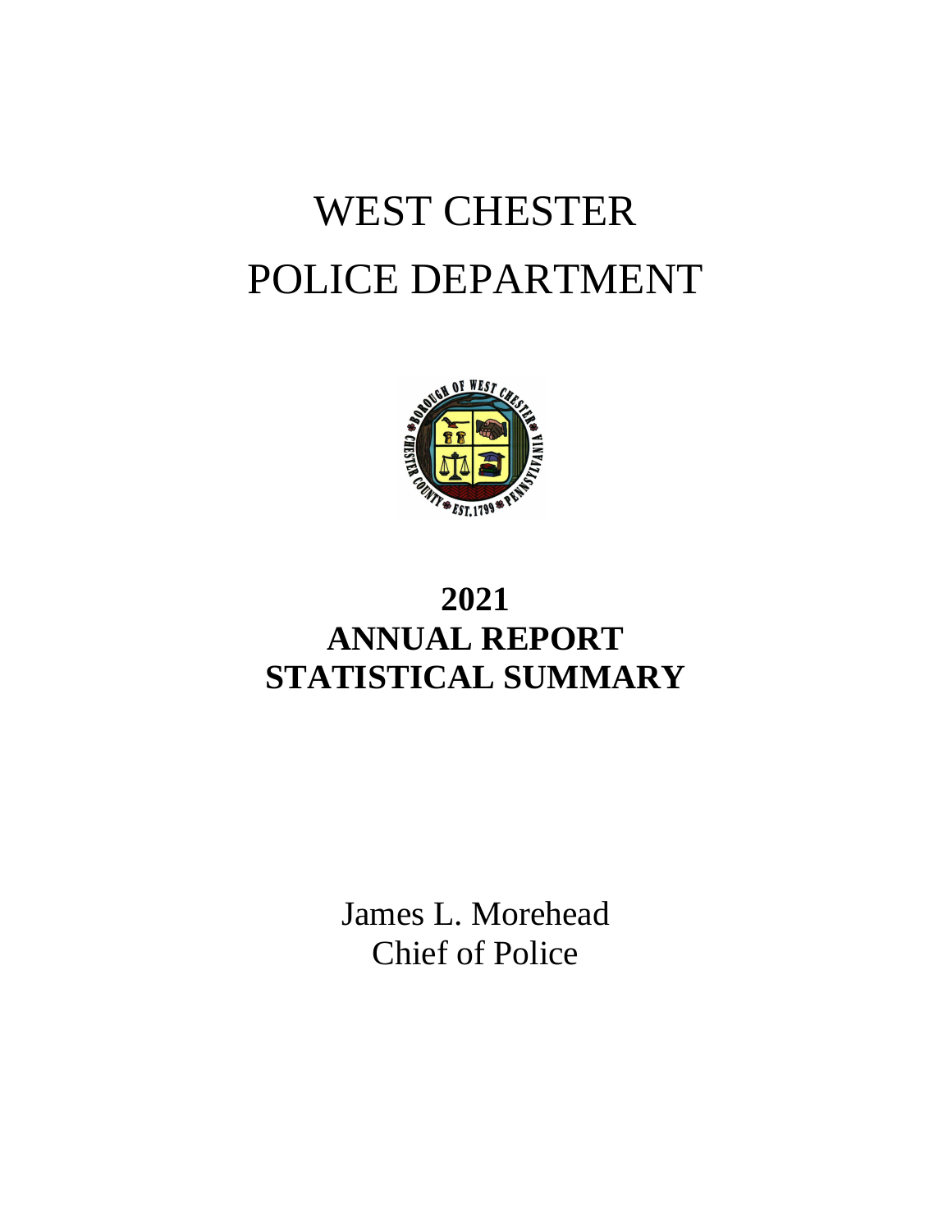# WEST CHESTER POLICE DEPARTMENT

## 2021
## ANNUAL REPORT
## STATISTICAL SUMMARY

James L. Morehead
Chief of Police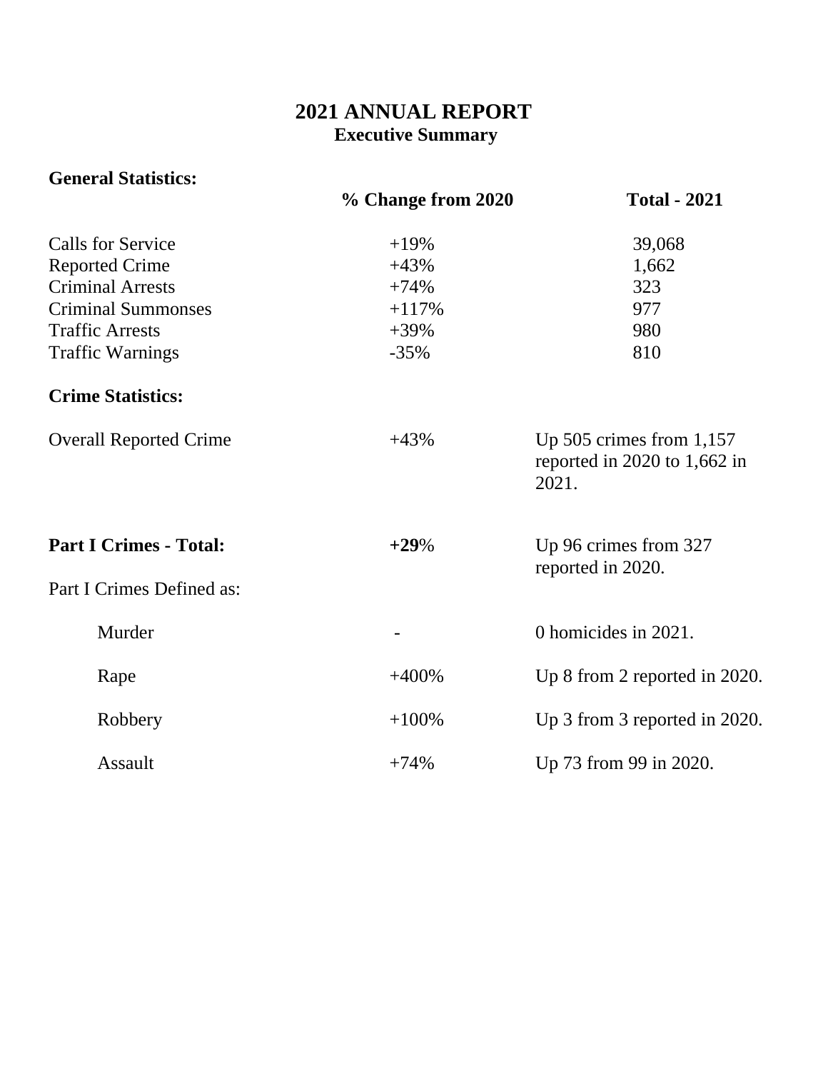# 2021 ANNUAL REPORT

## Executive Summary

**General Statistics:**

| | % Change from 2020 | Total - 2021 |
|---|---|---|
| Calls for Service | +19% | 39,068 |
| Reported Crime | +43% | 1,662 |
| Criminal Arrests | +74% | 323 |
| Criminal Summonses | +117% | 977 |
| Traffic Arrests | +39% | 980 |
| Traffic Warnings | -35% | 810 |

**Crime Statistics:**

| | | |
|---|---|---|
| Overall Reported Crime | +43% | Up 505 crimes from 1,157 reported in 2020 to 1,662 in 2021. |
| **Part I Crimes - Total:** | **+29**% | Up 96 crimes from 327 reported in 2020. |
| Part I Crimes Defined as: | | |
| Murder | - | 0 homicides in 2021. |
| Rape | +400% | Up 8 from 2 reported in 2020. |
| Robbery | +100% | Up 3 from 3 reported in 2020. |
| Assault | +74% | Up 73 from 99 in 2020. |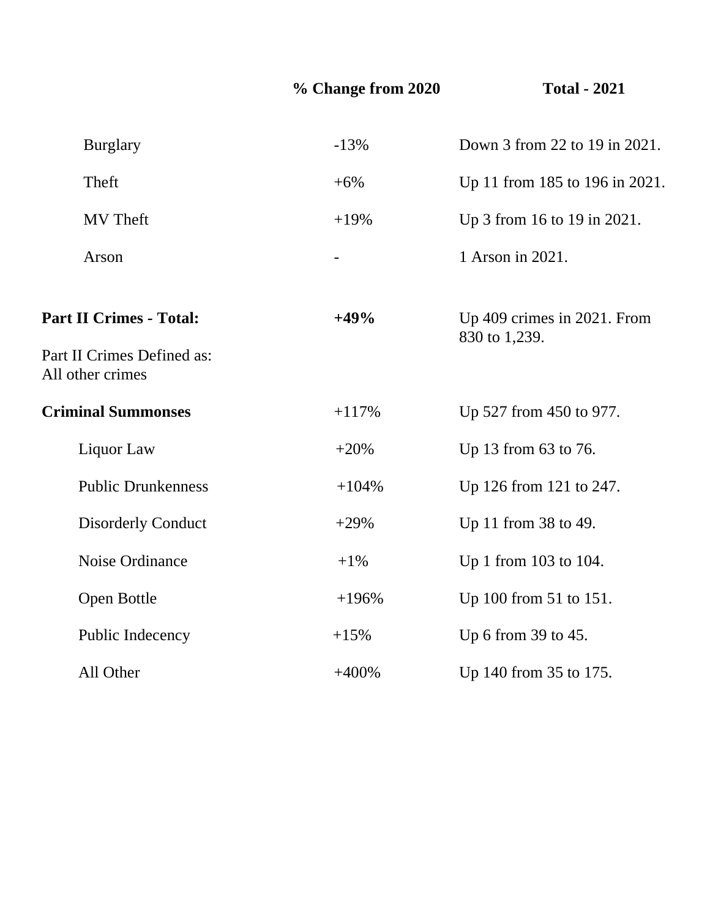| | % Change from 2020 | Total - 2021 |
|---|---|---|
| Burglary | -13% | Down 3 from 22 to 19 in 2021. |
| Theft | +6% | Up 11 from 185 to 196 in 2021. |
| MV Theft | +19% | Up 3 from 16 to 19 in 2021. |
| Arson | - | 1 Arson in 2021. |
| **Part II Crimes - Total:** | **+49%** | Up 409 crimes in 2021. From 830 to 1,239. |
| Part II Crimes Defined as: All other crimes | | |
| **Criminal Summonses** | +117% | Up 527 from 450 to 977. |
| Liquor Law | +20% | Up 13 from 63 to 76. |
| Public Drunkenness | +104% | Up 126 from 121 to 247. |
| Disorderly Conduct | +29% | Up 11 from 38 to 49. |
| Noise Ordinance | +1% | Up 1 from 103 to 104. |
| Open Bottle | +196% | Up 100 from 51 to 151. |
| Public Indecency | +15% | Up 6 from 39 to 45. |
| All Other | +400% | Up 140 from 35 to 175. |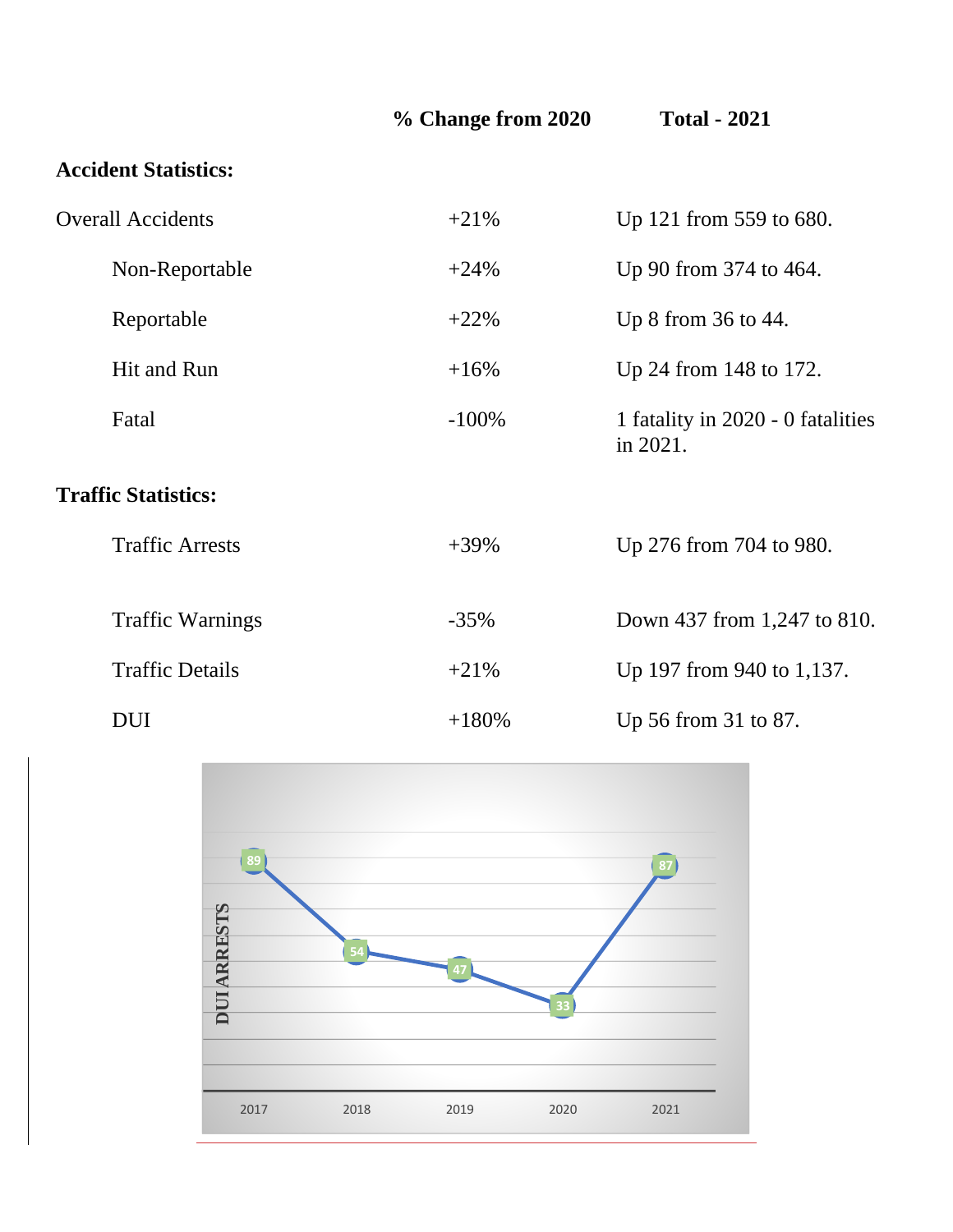| | % Change from 2020 | Total - 2021 |
|---|---|---|
| **Accident Statistics:** | | |
| Overall Accidents | +21% | Up 121 from 559 to 680. |
| Non-Reportable | +24% | Up 90 from 374 to 464. |
| Reportable | +22% | Up 8 from 36 to 44. |
| Hit and Run | +16% | Up 24 from 148 to 172. |
| Fatal | -100% | 1 fatality in 2020 - 0 fatalities in 2021. |
| **Traffic Statistics:** | | |
| Traffic Arrests | +39% | Up 276 from 704 to 980. |
| Traffic Warnings | -35% | Down 437 from 1,247 to 810. |
| Traffic Details | +21% | Up 197 from 940 to 1,137. |
| DUI | +180% | Up 56 from 31 to 87. |

**DUI ARRESTS**

| 2017 | 2018 | 2019 | 2020 | 2021 |
|---|---|---|---|---|
| 89 | 54 | 47 | 33 | 87 |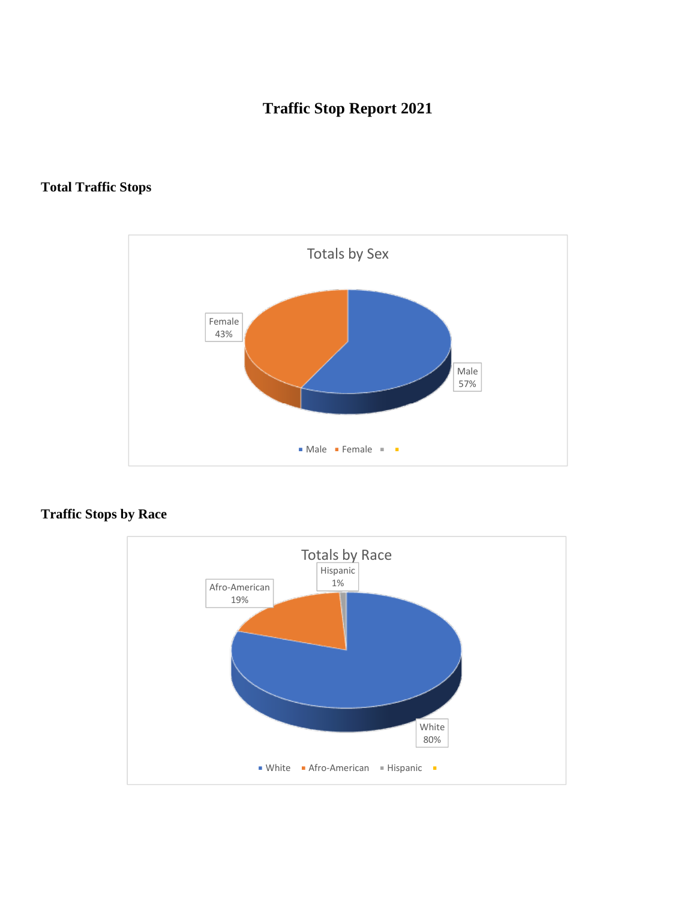# Traffic Stop Report 2021

## Total Traffic Stops

Totals by Sex

Female 43%

Male 57%

■ Male ■ Female ■ ■

## Traffic Stops by Race

Totals by Race

Hispanic 1%

Afro-American 19%

White 80%

■ White ■ Afro-American ■ Hispanic ■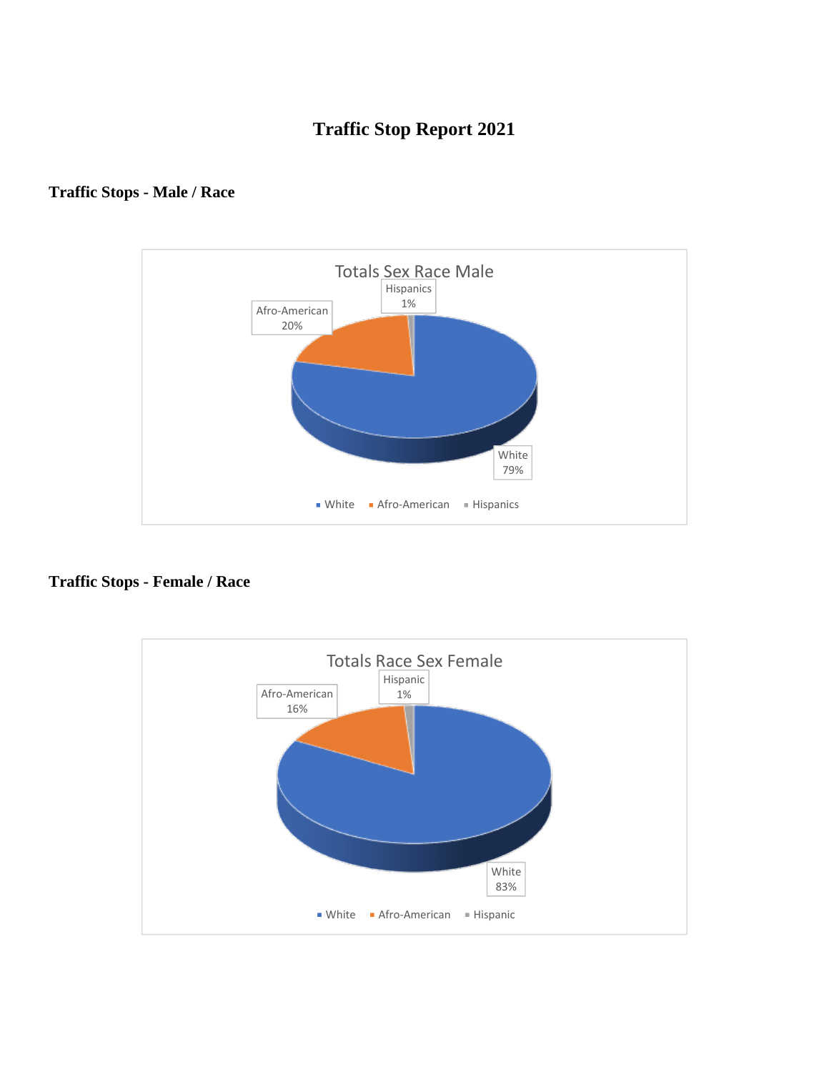# Traffic Stop Report 2021

## Traffic Stops - Male / Race

Totals Sex Race Male

Hispanics
1%

Afro-American
20%

White
79%

White
Afro-American
Hispanics

## Traffic Stops - Female / Race

Totals Race Sex Female

Hispanic
1%

Afro-American
16%

White
83%

White
Afro-American
Hispanic